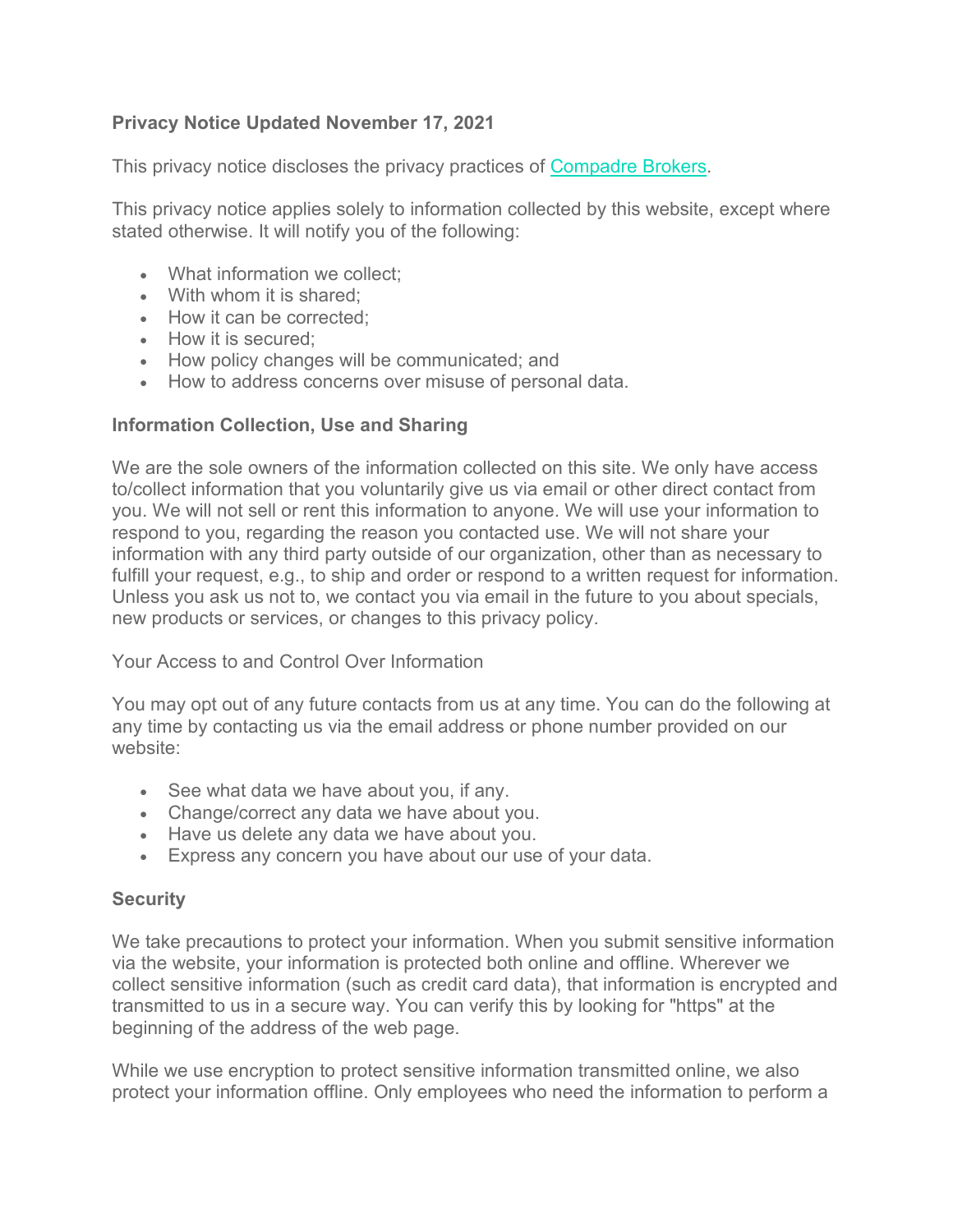**Privacy Notice Updated November 17, 2021**

This privacy notice discloses the privacy practices of Compadre Brokers.

This privacy notice applies solely to information collected by this website, except where stated otherwise. It will notify you of the following:

- What information we collect;
- With whom it is shared;
- How it can be corrected;
- How it is secured;
- How policy changes will be communicated; and
- How to address concerns over misuse of personal data.

**Information Collection, Use and Sharing**

We are the sole owners of the information collected on this site. We only have access to/collect information that you voluntarily give us via email or other direct contact from you. We will not sell or rent this information to anyone. We will use your information to respond to you, regarding the reason you contacted use. We will not share your information with any third party outside of our organization, other than as necessary to fulfill your request, e.g., to ship and order or respond to a written request for information. Unless you ask us not to, we contact you via email in the future to you about specials, new products or services, or changes to this privacy policy.

Your Access to and Control Over Information

You may opt out of any future contacts from us at any time. You can do the following at any time by contacting us via the email address or phone number provided on our website:

- See what data we have about you, if any.
- Change/correct any data we have about you.
- Have us delete any data we have about you.
- Express any concern you have about our use of your data.

**Security**

We take precautions to protect your information. When you submit sensitive information via the website, your information is protected both online and offline. Wherever we collect sensitive information (such as credit card data), that information is encrypted and transmitted to us in a secure way. You can verify this by looking for "https" at the beginning of the address of the web page.

While we use encryption to protect sensitive information transmitted online, we also protect your information offline. Only employees who need the information to perform a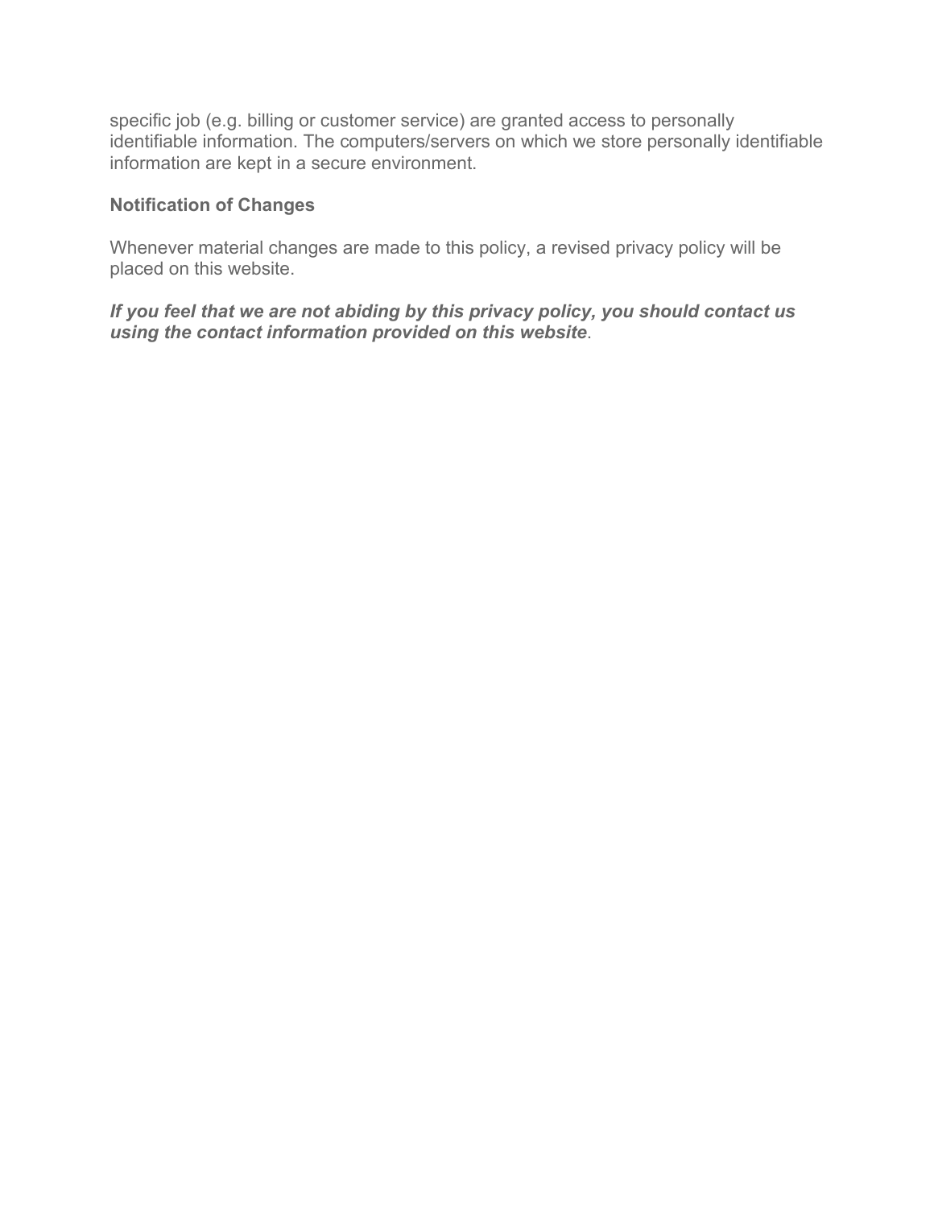specific job (e.g. billing or customer service) are granted access to personally identifiable information. The computers/servers on which we store personally identifiable information are kept in a secure environment.

**Notification of Changes**

Whenever material changes are made to this policy, a revised privacy policy will be placed on this website.

***If you feel that we are not abiding by this privacy policy, you should contact us using the contact information provided on this website***.